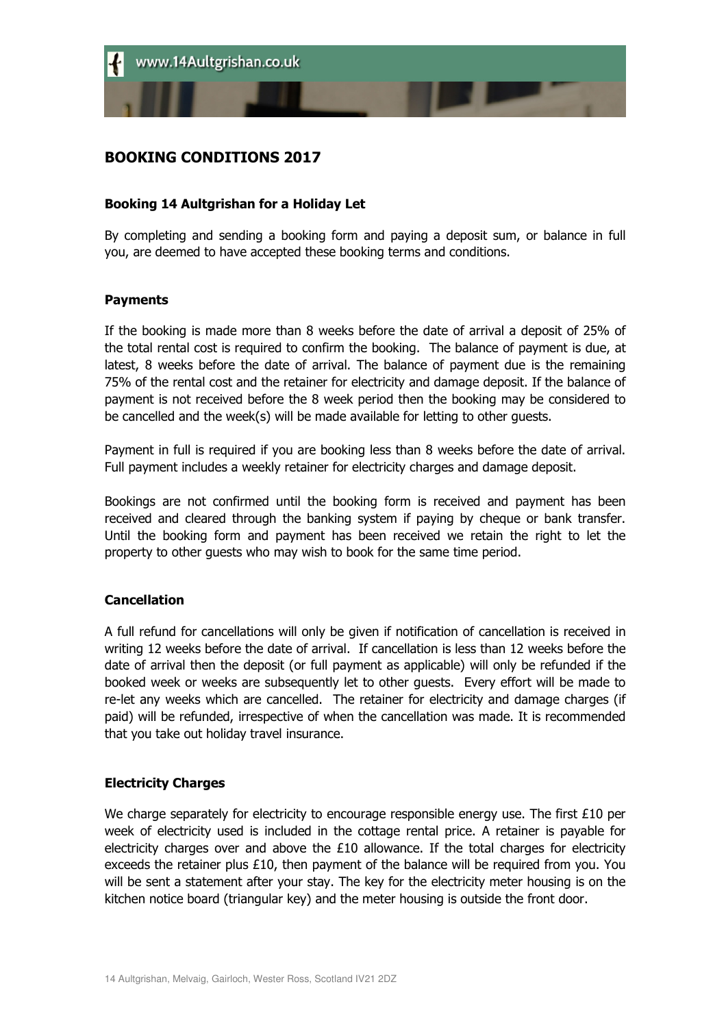# BOOKING CONDITIONS 2017

### Booking 14 Aultgrishan for a Holiday Let

By completing and sending a booking form and paying a deposit sum, or balance in full you, are deemed to have accepted these booking terms and conditions.

### Payments

If the booking is made more than 8 weeks before the date of arrival a deposit of 25% of the total rental cost is required to confirm the booking. The balance of payment is due, at latest, 8 weeks before the date of arrival. The balance of payment due is the remaining 75% of the rental cost and the retainer for electricity and damage deposit. If the balance of payment is not received before the 8 week period then the booking may be considered to be cancelled and the week(s) will be made available for letting to other guests.

Payment in full is required if you are booking less than 8 weeks before the date of arrival. Full payment includes a weekly retainer for electricity charges and damage deposit.

Bookings are not confirmed until the booking form is received and payment has been received and cleared through the banking system if paying by cheque or bank transfer. Until the booking form and payment has been received we retain the right to let the property to other guests who may wish to book for the same time period.

### Cancellation

A full refund for cancellations will only be given if notification of cancellation is received in writing 12 weeks before the date of arrival. If cancellation is less than 12 weeks before the date of arrival then the deposit (or full payment as applicable) will only be refunded if the booked week or weeks are subsequently let to other guests. Every effort will be made to re-let any weeks which are cancelled. The retainer for electricity and damage charges (if paid) will be refunded, irrespective of when the cancellation was made. It is recommended that you take out holiday travel insurance.

### Electricity Charges

We charge separately for electricity to encourage responsible energy use. The first £10 per week of electricity used is included in the cottage rental price. A retainer is payable for electricity charges over and above the £10 allowance. If the total charges for electricity exceeds the retainer plus £10, then payment of the balance will be required from you. You will be sent a statement after your stay. The key for the electricity meter housing is on the kitchen notice board (triangular key) and the meter housing is outside the front door.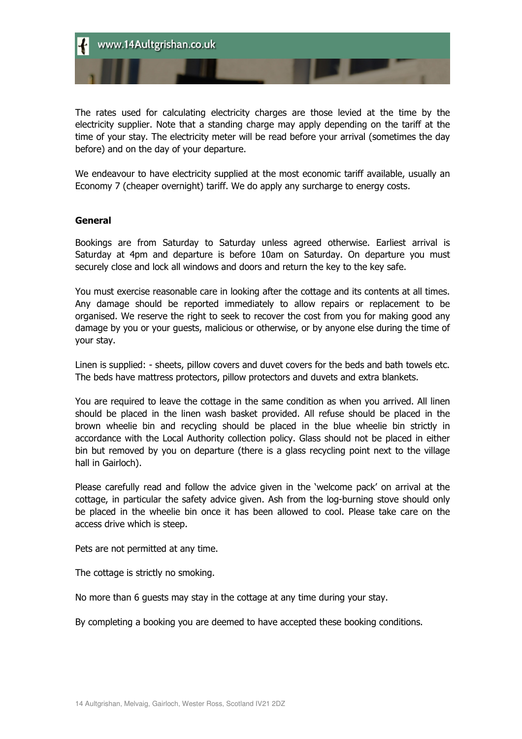The rates used for calculating electricity charges are those levied at the time by the electricity supplier. Note that a standing charge may apply depending on the tariff at the time of your stay. The electricity meter will be read before your arrival (sometimes the day before) and on the day of your departure.

We endeavour to have electricity supplied at the most economic tariff available, usually an Economy 7 (cheaper overnight) tariff. We do apply any surcharge to energy costs.

**General**

Bookings are from Saturday to Saturday unless agreed otherwise. Earliest arrival is Saturday at 4pm and departure is before 10am on Saturday. On departure you must securely close and lock all windows and doors and return the key to the key safe.

You must exercise reasonable care in looking after the cottage and its contents at all times. Any damage should be reported immediately to allow repairs or replacement to be organised. We reserve the right to seek to recover the cost from you for making good any damage by you or your guests, malicious or otherwise, or by anyone else during the time of your stay.

Linen is supplied: - sheets, pillow covers and duvet covers for the beds and bath towels etc. The beds have mattress protectors, pillow protectors and duvets and extra blankets.

You are required to leave the cottage in the same condition as when you arrived. All linen should be placed in the linen wash basket provided. All refuse should be placed in the brown wheelie bin and recycling should be placed in the blue wheelie bin strictly in accordance with the Local Authority collection policy. Glass should not be placed in either bin but removed by you on departure (there is a glass recycling point next to the village hall in Gairloch).

Please carefully read and follow the advice given in the 'welcome pack' on arrival at the cottage, in particular the safety advice given. Ash from the log-burning stove should only be placed in the wheelie bin once it has been allowed to cool. Please take care on the access drive which is steep.

Pets are not permitted at any time.

The cottage is strictly no smoking.

No more than 6 guests may stay in the cottage at any time during your stay.

By completing a booking you are deemed to have accepted these booking conditions.